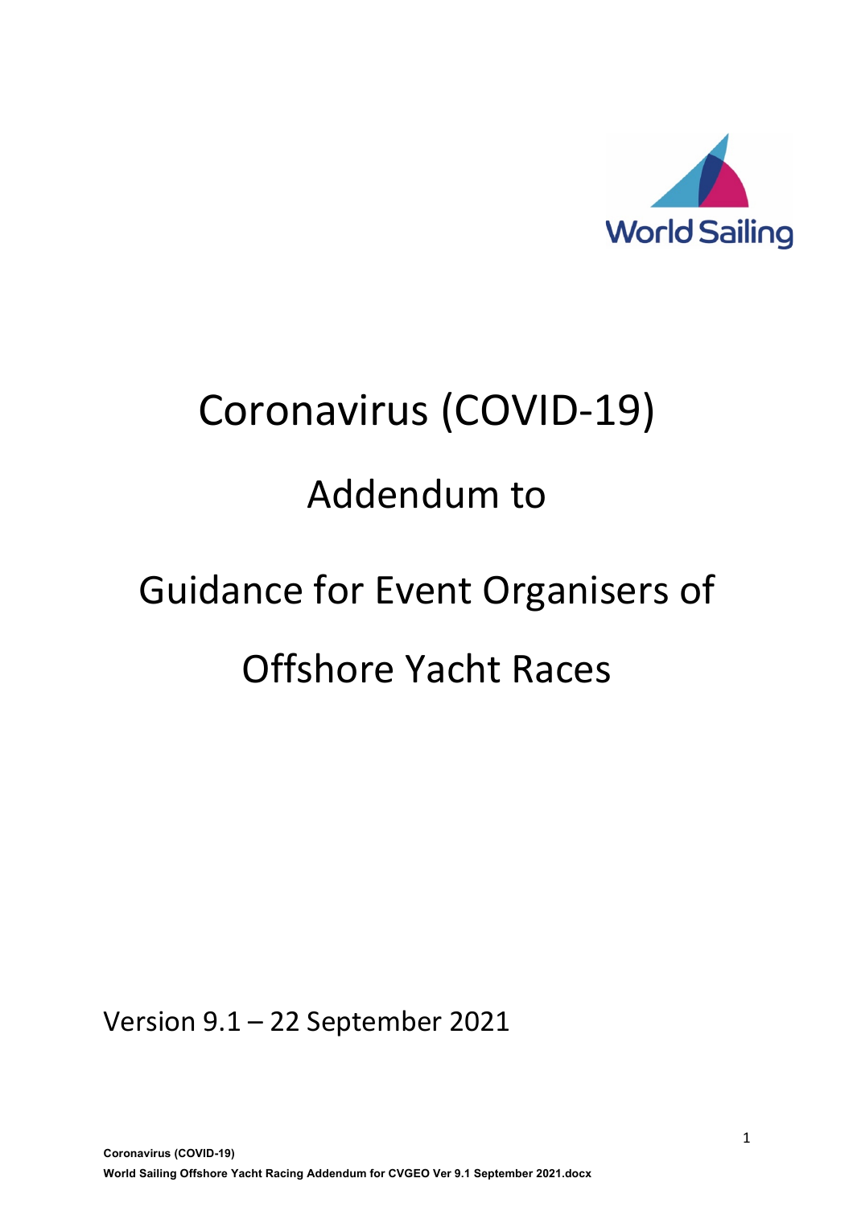World Sailing

# Coronavirus (COVID-19)

# Addendum to

# Guidance for Event Organisers of

# Offshore Yacht Races

Version 9.1 – 22 September 2021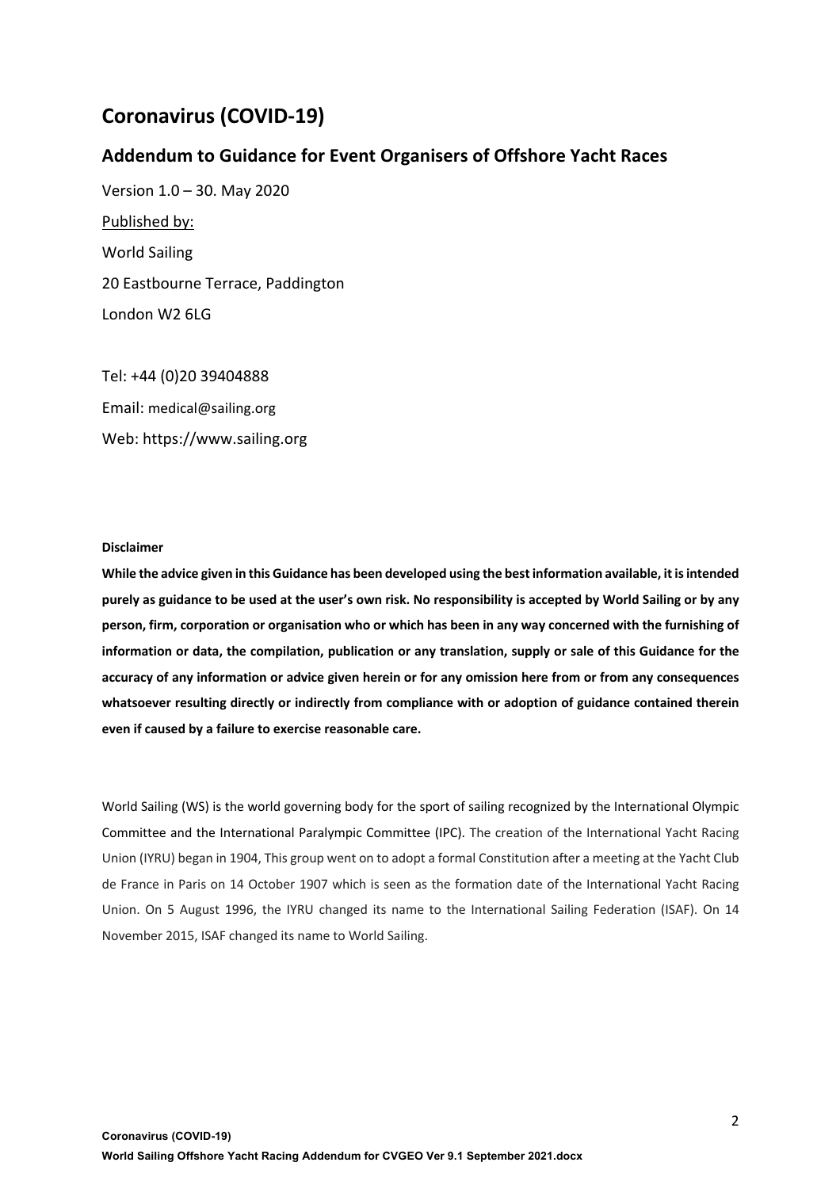# Coronavirus (COVID-19)

## Addendum to Guidance for Event Organisers of Offshore Yacht Races

Version 1.0 – 30. May 2020

Published by:

World Sailing

20 Eastbourne Terrace, Paddington

London W2 6LG

Tel: +44 (0)20 39404888

Email: medical@sailing.org

Web: https://www.sailing.org

**Disclaimer**

**While the advice given in this Guidance has been developed using the best information available, it is intended purely as guidance to be used at the user's own risk. No responsibility is accepted by World Sailing or by any person, firm, corporation or organisation who or which has been in any way concerned with the furnishing of information or data, the compilation, publication or any translation, supply or sale of this Guidance for the accuracy of any information or advice given herein or for any omission here from or from any consequences whatsoever resulting directly or indirectly from compliance with or adoption of guidance contained therein even if caused by a failure to exercise reasonable care.**

World Sailing (WS) is the world governing body for the sport of sailing recognized by the International Olympic Committee and the International Paralympic Committee (IPC). The creation of the International Yacht Racing Union (IYRU) began in 1904, This group went on to adopt a formal Constitution after a meeting at the Yacht Club de France in Paris on 14 October 1907 which is seen as the formation date of the International Yacht Racing Union. On 5 August 1996, the IYRU changed its name to the International Sailing Federation (ISAF). On 14 November 2015, ISAF changed its name to World Sailing.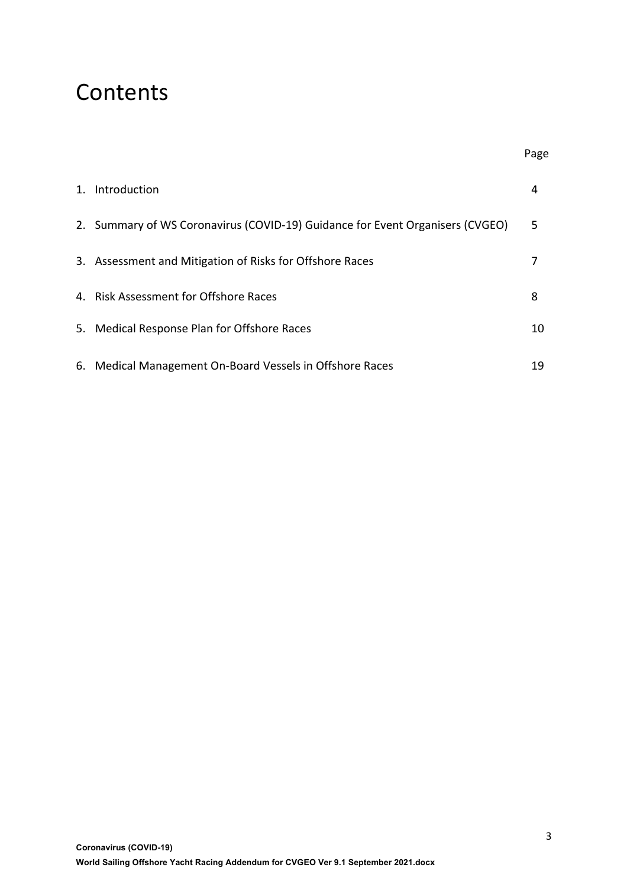# Contents

| | Page |
|---|---|
| 1. Introduction | 4 |
| 2. Summary of WS Coronavirus (COVID-19) Guidance for Event Organisers (CVGEO) | 5 |
| 3. Assessment and Mitigation of Risks for Offshore Races | 7 |
| 4. Risk Assessment for Offshore Races | 8 |
| 5. Medical Response Plan for Offshore Races | 10 |
| 6. Medical Management On-Board Vessels in Offshore Races | 19 |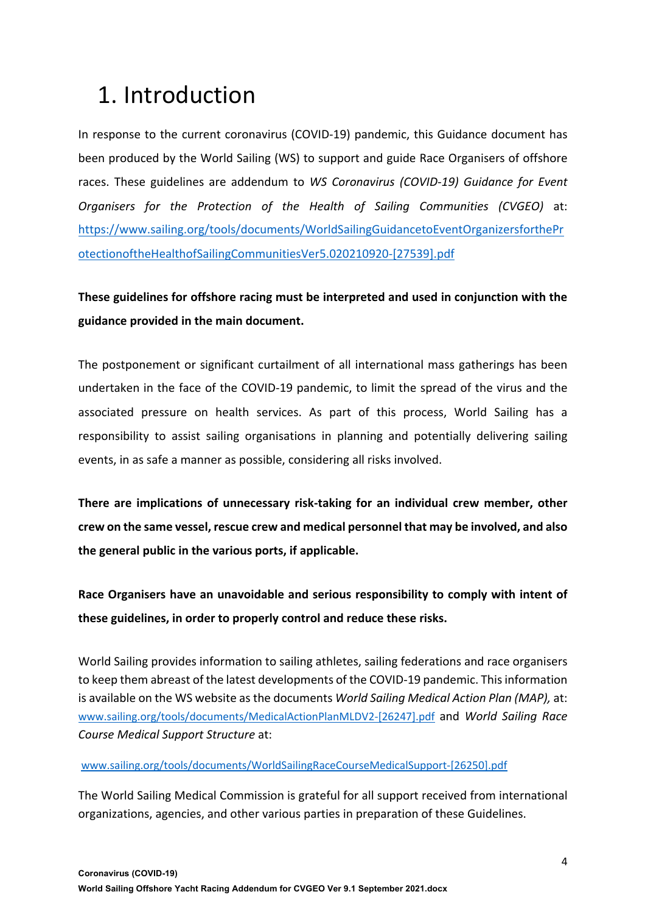# 1. Introduction

In response to the current coronavirus (COVID-19) pandemic, this Guidance document has been produced by the World Sailing (WS) to support and guide Race Organisers of offshore races. These guidelines are addendum to *WS Coronavirus (COVID-19) Guidance for Event Organisers for the Protection of the Health of Sailing Communities (CVGEO)* at: https://www.sailing.org/tools/documents/WorldSailingGuidancetoEventOrganizersfortheProtectionoftheHealthofSailingCommunitiesVer5.020210920-[27539].pdf

**These guidelines for offshore racing must be interpreted and used in conjunction with the guidance provided in the main document.**

The postponement or significant curtailment of all international mass gatherings has been undertaken in the face of the COVID-19 pandemic, to limit the spread of the virus and the associated pressure on health services. As part of this process, World Sailing has a responsibility to assist sailing organisations in planning and potentially delivering sailing events, in as safe a manner as possible, considering all risks involved.

**There are implications of unnecessary risk-taking for an individual crew member, other crew on the same vessel, rescue crew and medical personnel that may be involved, and also the general public in the various ports, if applicable.**

**Race Organisers have an unavoidable and serious responsibility to comply with intent of these guidelines, in order to properly control and reduce these risks.**

World Sailing provides information to sailing athletes, sailing federations and race organisers to keep them abreast of the latest developments of the COVID-19 pandemic. This information is available on the WS website as the documents *World Sailing Medical Action Plan (MAP),* at: www.sailing.org/tools/documents/MedicalActionPlanMLDV2-[26247].pdf and *World Sailing Race Course Medical Support Structure* at:

www.sailing.org/tools/documents/WorldSailingRaceCourseMedicalSupport-[26250].pdf

The World Sailing Medical Commission is grateful for all support received from international organizations, agencies, and other various parties in preparation of these Guidelines.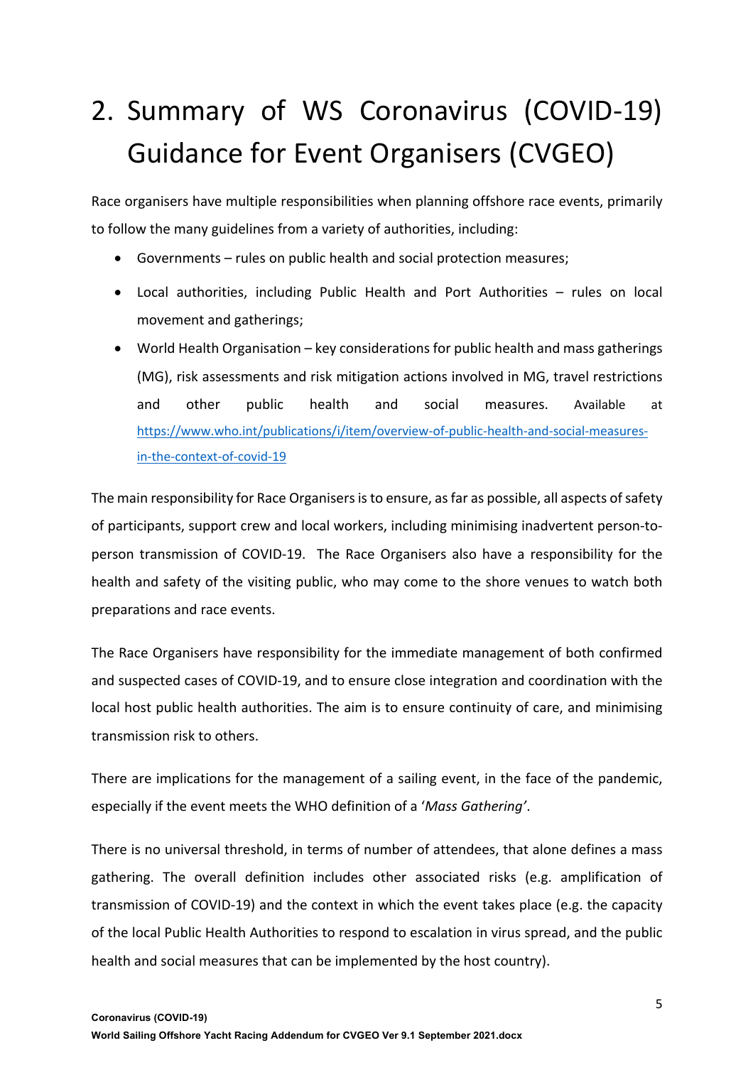# 2. Summary of WS Coronavirus (COVID-19) Guidance for Event Organisers (CVGEO)

Race organisers have multiple responsibilities when planning offshore race events, primarily to follow the many guidelines from a variety of authorities, including:

- Governments – rules on public health and social protection measures;
- Local authorities, including Public Health and Port Authorities – rules on local movement and gatherings;
- World Health Organisation – key considerations for public health and mass gatherings (MG), risk assessments and risk mitigation actions involved in MG, travel restrictions and other public health and social measures. Available at https://www.who.int/publications/i/item/overview-of-public-health-and-social-measures-in-the-context-of-covid-19

The main responsibility for Race Organisers is to ensure, as far as possible, all aspects of safety of participants, support crew and local workers, including minimising inadvertent person-to-person transmission of COVID-19. The Race Organisers also have a responsibility for the health and safety of the visiting public, who may come to the shore venues to watch both preparations and race events.

The Race Organisers have responsibility for the immediate management of both confirmed and suspected cases of COVID-19, and to ensure close integration and coordination with the local host public health authorities. The aim is to ensure continuity of care, and minimising transmission risk to others.

There are implications for the management of a sailing event, in the face of the pandemic, especially if the event meets the WHO definition of a '*Mass Gathering'*.

There is no universal threshold, in terms of number of attendees, that alone defines a mass gathering. The overall definition includes other associated risks (e.g. amplification of transmission of COVID-19) and the context in which the event takes place (e.g. the capacity of the local Public Health Authorities to respond to escalation in virus spread, and the public health and social measures that can be implemented by the host country).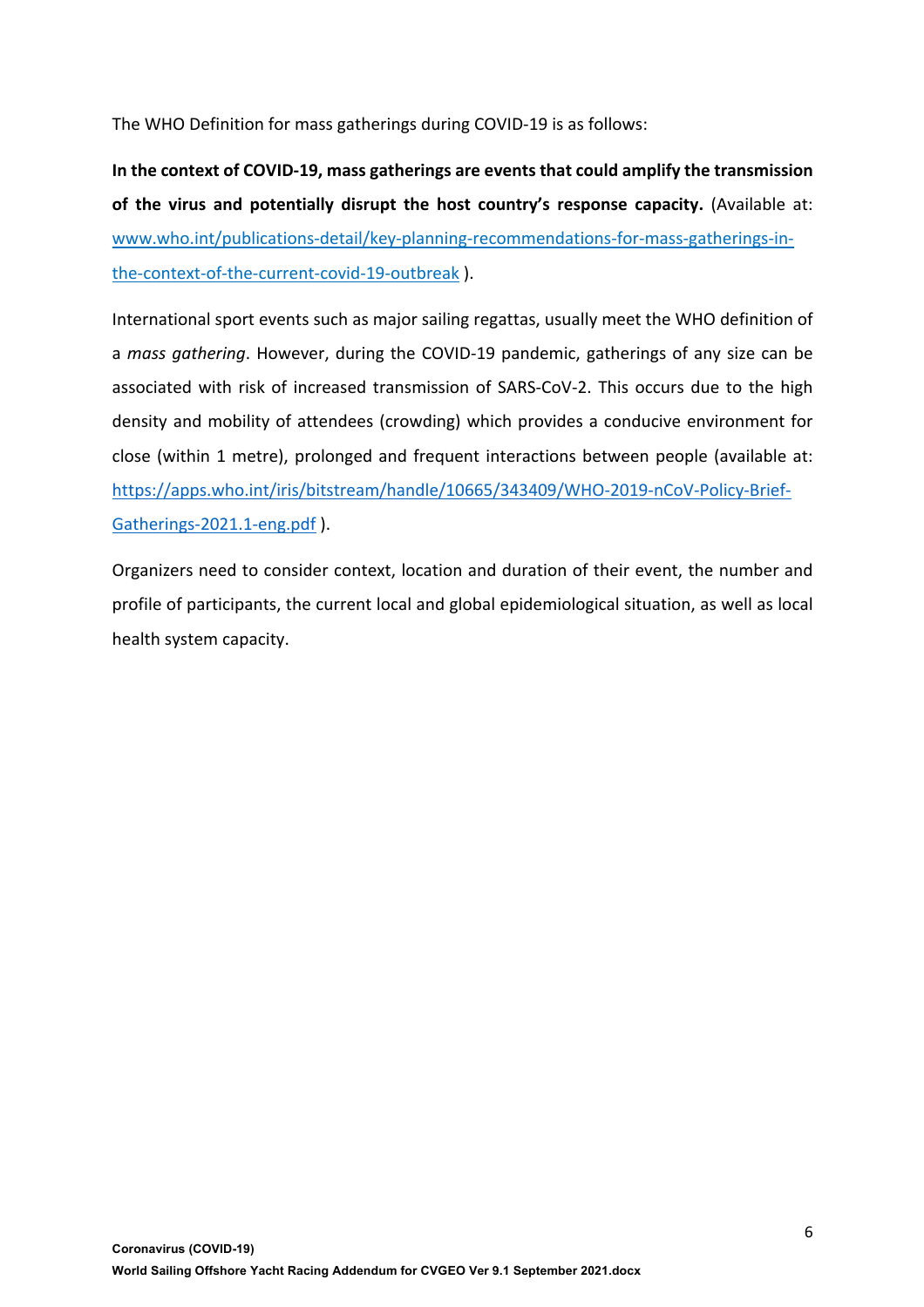The WHO Definition for mass gatherings during COVID-19 is as follows:

**In the context of COVID-19, mass gatherings are events that could amplify the transmission of the virus and potentially disrupt the host country's response capacity.** (Available at: [www.who.int/publications-detail/key-planning-recommendations-for-mass-gatherings-in-the-context-of-the-current-covid-19-outbreak](www.who.int/publications-detail/key-planning-recommendations-for-mass-gatherings-in-the-context-of-the-current-covid-19-outbreak) ).

International sport events such as major sailing regattas, usually meet the WHO definition of a *mass gathering*. However, during the COVID-19 pandemic, gatherings of any size can be associated with risk of increased transmission of SARS-CoV-2. This occurs due to the high density and mobility of attendees (crowding) which provides a conducive environment for close (within 1 metre), prolonged and frequent interactions between people (available at: [https://apps.who.int/iris/bitstream/handle/10665/343409/WHO-2019-nCoV-Policy-Brief-Gatherings-2021.1-eng.pdf](https://apps.who.int/iris/bitstream/handle/10665/343409/WHO-2019-nCoV-Policy-Brief-Gatherings-2021.1-eng.pdf) ).

Organizers need to consider context, location and duration of their event, the number and profile of participants, the current local and global epidemiological situation, as well as local health system capacity.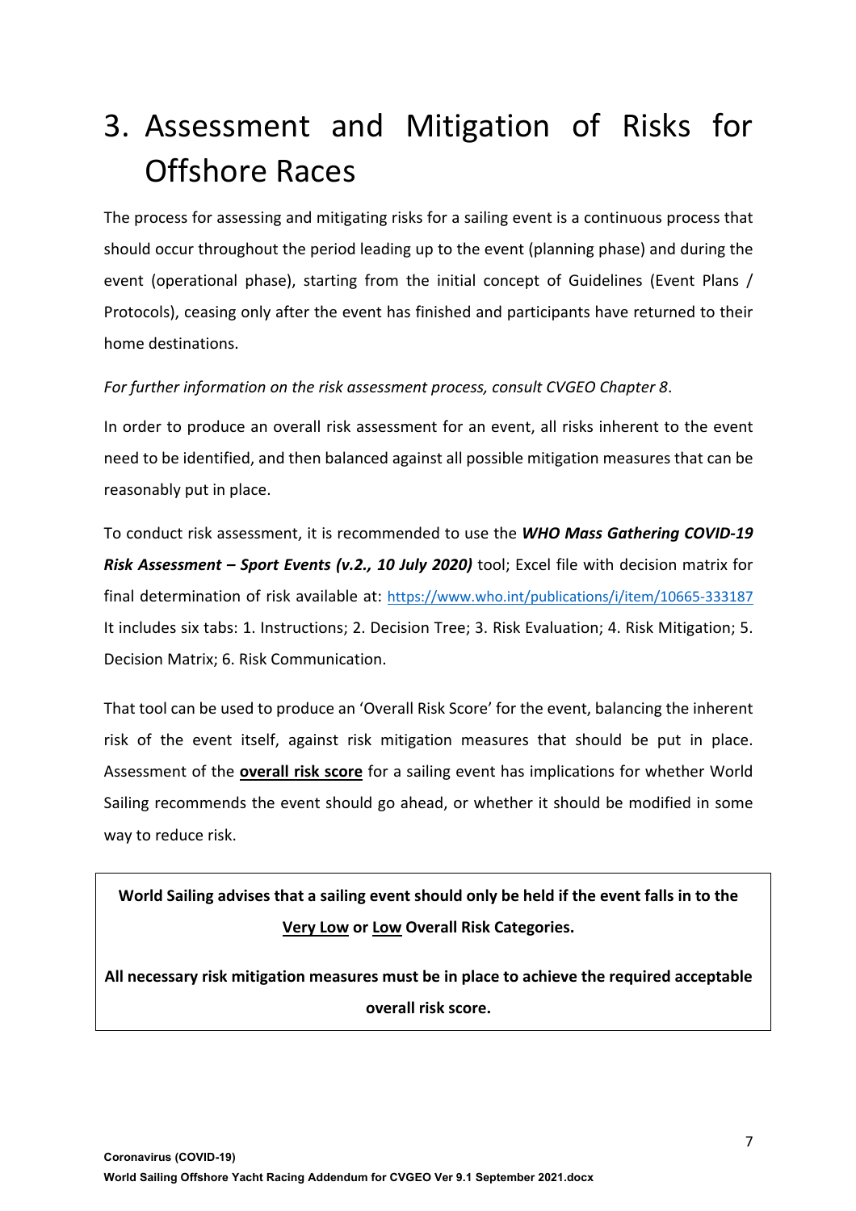# 3. Assessment and Mitigation of Risks for Offshore Races

The process for assessing and mitigating risks for a sailing event is a continuous process that should occur throughout the period leading up to the event (planning phase) and during the event (operational phase), starting from the initial concept of Guidelines (Event Plans / Protocols), ceasing only after the event has finished and participants have returned to their home destinations.

*For further information on the risk assessment process, consult CVGEO Chapter 8*.

In order to produce an overall risk assessment for an event, all risks inherent to the event need to be identified, and then balanced against all possible mitigation measures that can be reasonably put in place.

To conduct risk assessment, it is recommended to use the ***WHO Mass Gathering COVID-19 Risk Assessment – Sport Events (v.2., 10 July 2020)*** tool; Excel file with decision matrix for final determination of risk available at: https://www.who.int/publications/i/item/10665-333187 It includes six tabs: 1. Instructions; 2. Decision Tree; 3. Risk Evaluation; 4. Risk Mitigation; 5. Decision Matrix; 6. Risk Communication.

That tool can be used to produce an 'Overall Risk Score' for the event, balancing the inherent risk of the event itself, against risk mitigation measures that should be put in place. Assessment of the <u>**overall risk score**</u> for a sailing event has implications for whether World Sailing recommends the event should go ahead, or whether it should be modified in some way to reduce risk.

**World Sailing advises that a sailing event should only be held if the event falls in to the <u>Very Low</u> or <u>Low</u> Overall Risk Categories.**

**All necessary risk mitigation measures must be in place to achieve the required acceptable overall risk score.**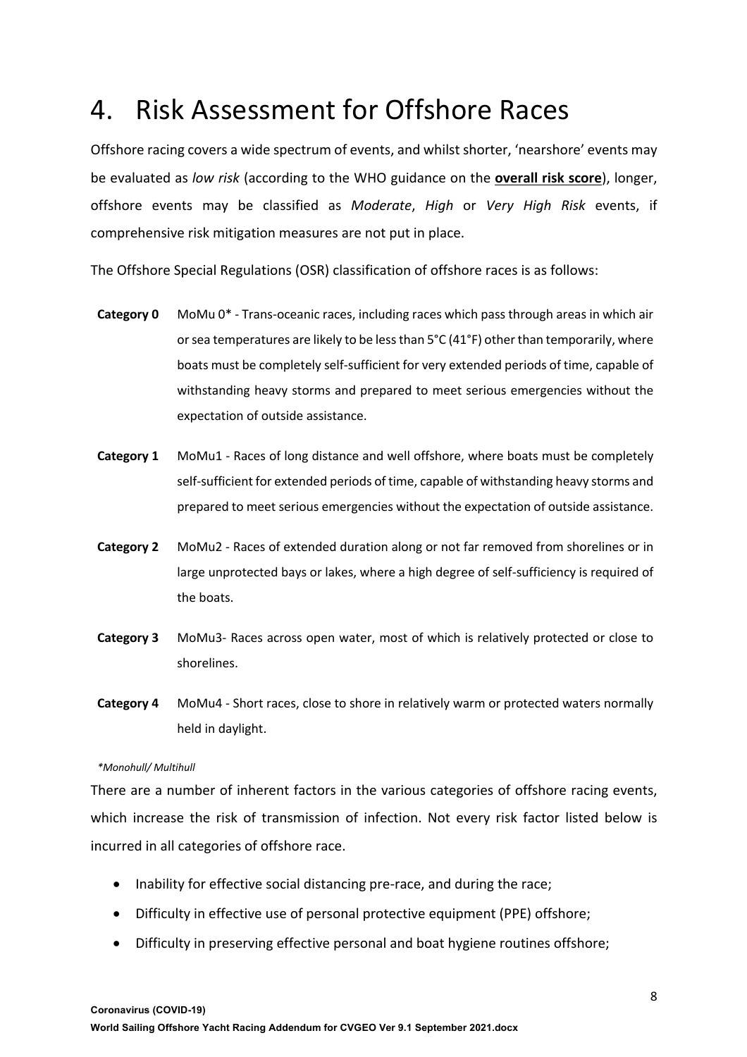# 4. Risk Assessment for Offshore Races

Offshore racing covers a wide spectrum of events, and whilst shorter, 'nearshore' events may be evaluated as *low risk* (according to the WHO guidance on the **overall risk score**), longer, offshore events may be classified as *Moderate*, *High* or *Very High Risk* events, if comprehensive risk mitigation measures are not put in place.

The Offshore Special Regulations (OSR) classification of offshore races is as follows:

**Category 0** MoMu 0* - Trans-oceanic races, including races which pass through areas in which air or sea temperatures are likely to be less than 5°C (41°F) other than temporarily, where boats must be completely self-sufficient for very extended periods of time, capable of withstanding heavy storms and prepared to meet serious emergencies without the expectation of outside assistance.

**Category 1** MoMu1 - Races of long distance and well offshore, where boats must be completely self-sufficient for extended periods of time, capable of withstanding heavy storms and prepared to meet serious emergencies without the expectation of outside assistance.

**Category 2** MoMu2 - Races of extended duration along or not far removed from shorelines or in large unprotected bays or lakes, where a high degree of self-sufficiency is required of the boats.

**Category 3** MoMu3- Races across open water, most of which is relatively protected or close to shorelines.

**Category 4** MoMu4 - Short races, close to shore in relatively warm or protected waters normally held in daylight.

*\*Monohull/ Multihull*

There are a number of inherent factors in the various categories of offshore racing events, which increase the risk of transmission of infection. Not every risk factor listed below is incurred in all categories of offshore race.

- Inability for effective social distancing pre-race, and during the race;
- Difficulty in effective use of personal protective equipment (PPE) offshore;
- Difficulty in preserving effective personal and boat hygiene routines offshore;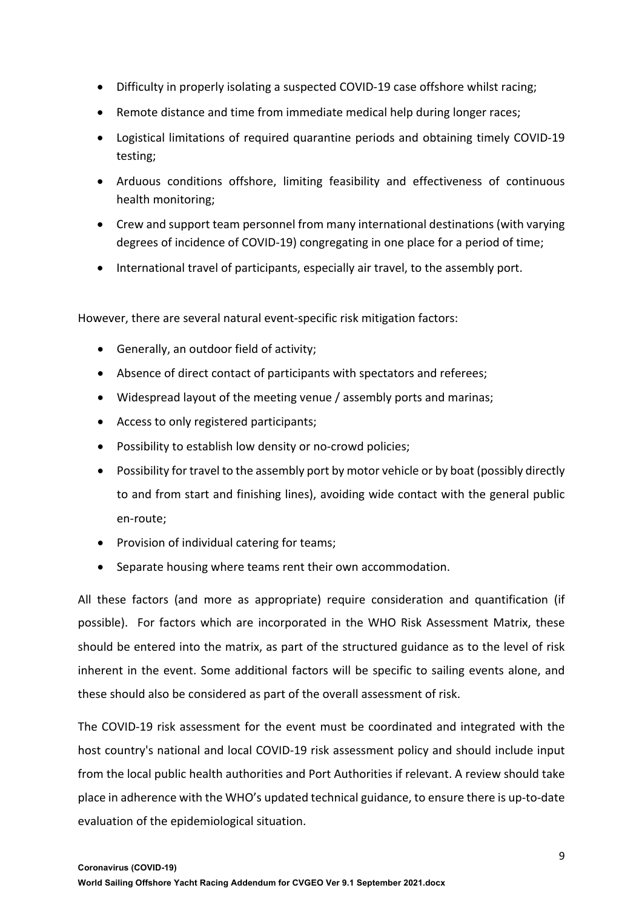- Difficulty in properly isolating a suspected COVID-19 case offshore whilst racing;
- Remote distance and time from immediate medical help during longer races;
- Logistical limitations of required quarantine periods and obtaining timely COVID-19 testing;
- Arduous conditions offshore, limiting feasibility and effectiveness of continuous health monitoring;
- Crew and support team personnel from many international destinations (with varying degrees of incidence of COVID-19) congregating in one place for a period of time;
- International travel of participants, especially air travel, to the assembly port.

However, there are several natural event-specific risk mitigation factors:

- Generally, an outdoor field of activity;
- Absence of direct contact of participants with spectators and referees;
- Widespread layout of the meeting venue / assembly ports and marinas;
- Access to only registered participants;
- Possibility to establish low density or no-crowd policies;
- Possibility for travel to the assembly port by motor vehicle or by boat (possibly directly to and from start and finishing lines), avoiding wide contact with the general public en-route;
- Provision of individual catering for teams;
- Separate housing where teams rent their own accommodation.

All these factors (and more as appropriate) require consideration and quantification (if possible). For factors which are incorporated in the WHO Risk Assessment Matrix, these should be entered into the matrix, as part of the structured guidance as to the level of risk inherent in the event. Some additional factors will be specific to sailing events alone, and these should also be considered as part of the overall assessment of risk.

The COVID-19 risk assessment for the event must be coordinated and integrated with the host country's national and local COVID-19 risk assessment policy and should include input from the local public health authorities and Port Authorities if relevant. A review should take place in adherence with the WHO's updated technical guidance, to ensure there is up-to-date evaluation of the epidemiological situation.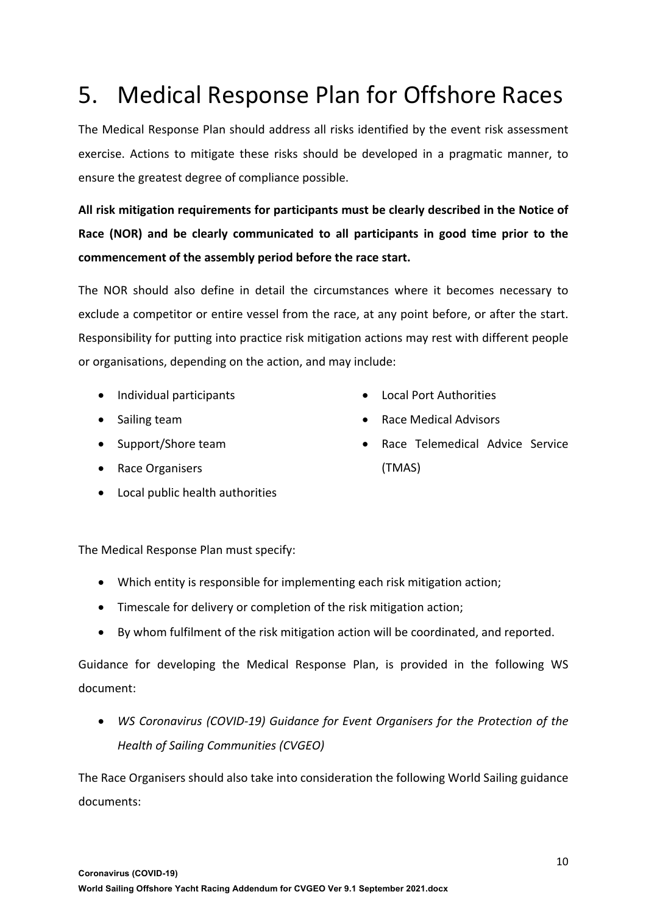# 5. Medical Response Plan for Offshore Races

The Medical Response Plan should address all risks identified by the event risk assessment exercise. Actions to mitigate these risks should be developed in a pragmatic manner, to ensure the greatest degree of compliance possible.

**All risk mitigation requirements for participants must be clearly described in the Notice of Race (NOR) and be clearly communicated to all participants in good time prior to the commencement of the assembly period before the race start.**

The NOR should also define in detail the circumstances where it becomes necessary to exclude a competitor or entire vessel from the race, at any point before, or after the start. Responsibility for putting into practice risk mitigation actions may rest with different people or organisations, depending on the action, and may include:

- Individual participants
- Sailing team
- Support/Shore team
- Race Organisers
- Local public health authorities
- Local Port Authorities
- Race Medical Advisors
- Race Telemedical Advice Service (TMAS)

The Medical Response Plan must specify:

- Which entity is responsible for implementing each risk mitigation action;
- Timescale for delivery or completion of the risk mitigation action;
- By whom fulfilment of the risk mitigation action will be coordinated, and reported.

Guidance for developing the Medical Response Plan, is provided in the following WS document:

- *WS Coronavirus (COVID-19) Guidance for Event Organisers for the Protection of the Health of Sailing Communities (CVGEO)*

The Race Organisers should also take into consideration the following World Sailing guidance documents: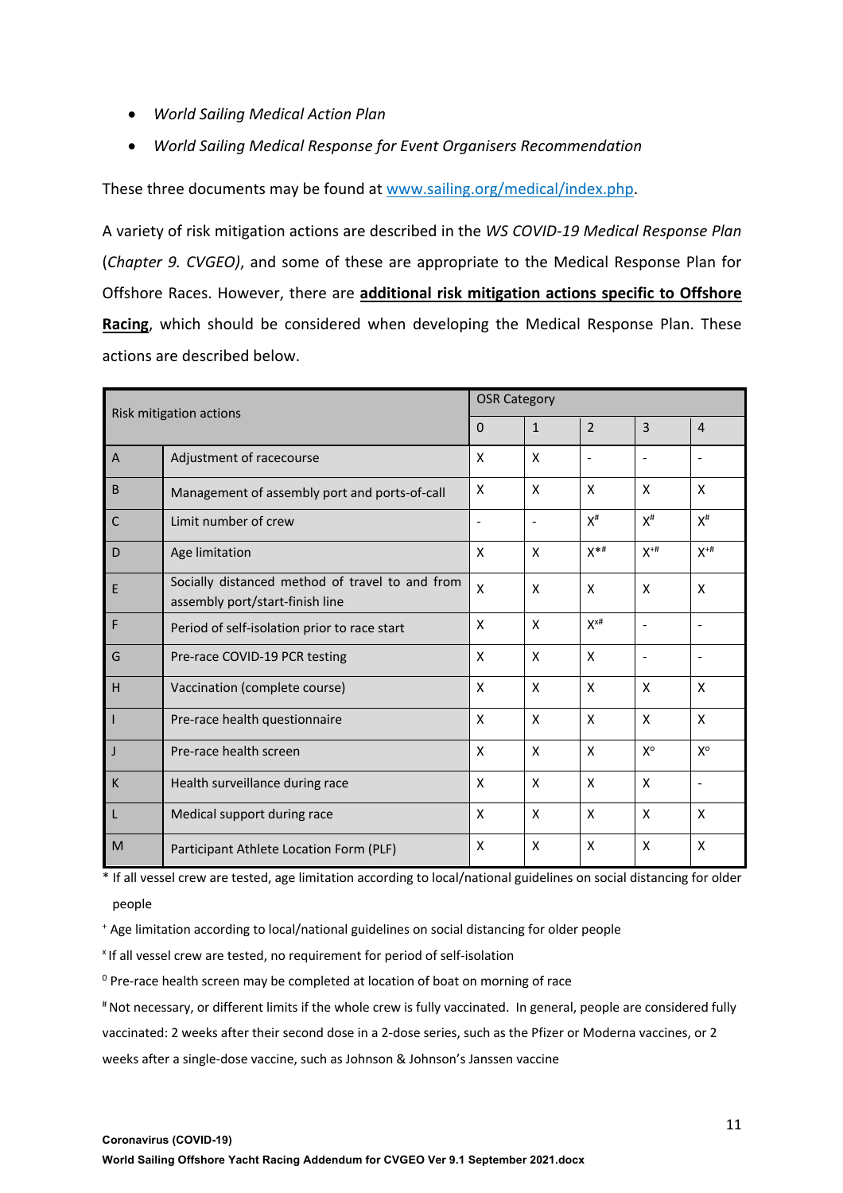- *World Sailing Medical Action Plan*
- *World Sailing Medical Response for Event Organisers Recommendation*

These three documents may be found at [www.sailing.org/medical/index.php](www.sailing.org/medical/index.php).

A variety of risk mitigation actions are described in the *WS COVID-19 Medical Response Plan* (*Chapter 9. CVGEO)*, and some of these are appropriate to the Medical Response Plan for Offshore Races. However, there are **additional risk mitigation actions specific to Offshore Racing**, which should be considered when developing the Medical Response Plan. These actions are described below.

| Risk mitigation actions | | OSR Category | | | | |
|---|---|---|---|---|---|---|
| | | 0 | 1 | 2 | 3 | 4 |
| A | Adjustment of racecourse | X | X | - | - | - |
| B | Management of assembly port and ports-of-call | X | X | X | X | X |
| C | Limit number of crew | - | - | X# | X# | X# |
| D | Age limitation | X | X | X*# | X+# | X+# |
| E | Socially distanced method of travel to and from assembly port/start-finish line | X | X | X | X | X |
| F | Period of self-isolation prior to race start | X | X | Xx# | - | - |
| G | Pre-race COVID-19 PCR testing | X | X | X | - | - |
| H | Vaccination (complete course) | X | X | X | X | X |
| I | Pre-race health questionnaire | X | X | X | X | X |
| J | Pre-race health screen | X | X | X | X0 | X0 |
| K | Health surveillance during race | X | X | X | X | - |
| L | Medical support during race | X | X | X | X | X |
| M | Participant Athlete Location Form (PLF) | X | X | X | X | X |

\* If all vessel crew are tested, age limitation according to local/national guidelines on social distancing for older people

+ Age limitation according to local/national guidelines on social distancing for older people

x If all vessel crew are tested, no requirement for period of self-isolation

0 Pre-race health screen may be completed at location of boat on morning of race

\# Not necessary, or different limits if the whole crew is fully vaccinated. In general, people are considered fully vaccinated: 2 weeks after their second dose in a 2-dose series, such as the Pfizer or Moderna vaccines, or 2 weeks after a single-dose vaccine, such as Johnson & Johnson's Janssen vaccine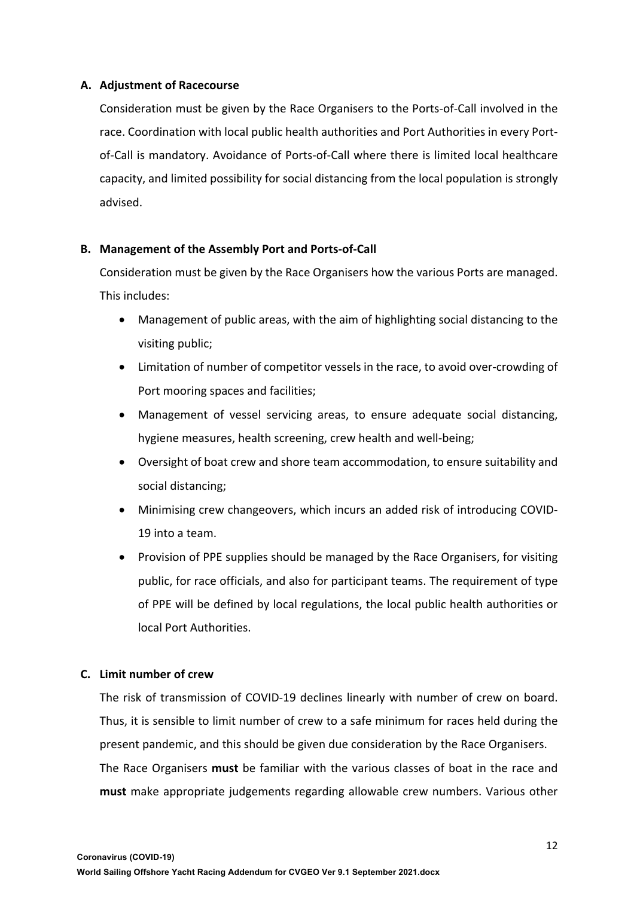**A. Adjustment of Racecourse**

Consideration must be given by the Race Organisers to the Ports-of-Call involved in the race. Coordination with local public health authorities and Port Authorities in every Port-of-Call is mandatory. Avoidance of Ports-of-Call where there is limited local healthcare capacity, and limited possibility for social distancing from the local population is strongly advised.

**B. Management of the Assembly Port and Ports-of-Call**

Consideration must be given by the Race Organisers how the various Ports are managed. This includes:

- Management of public areas, with the aim of highlighting social distancing to the visiting public;
- Limitation of number of competitor vessels in the race, to avoid over-crowding of Port mooring spaces and facilities;
- Management of vessel servicing areas, to ensure adequate social distancing, hygiene measures, health screening, crew health and well-being;
- Oversight of boat crew and shore team accommodation, to ensure suitability and social distancing;
- Minimising crew changeovers, which incurs an added risk of introducing COVID-19 into a team.
- Provision of PPE supplies should be managed by the Race Organisers, for visiting public, for race officials, and also for participant teams. The requirement of type of PPE will be defined by local regulations, the local public health authorities or local Port Authorities.

**C. Limit number of crew**

The risk of transmission of COVID-19 declines linearly with number of crew on board. Thus, it is sensible to limit number of crew to a safe minimum for races held during the present pandemic, and this should be given due consideration by the Race Organisers.

The Race Organisers **must** be familiar with the various classes of boat in the race and **must** make appropriate judgements regarding allowable crew numbers. Various other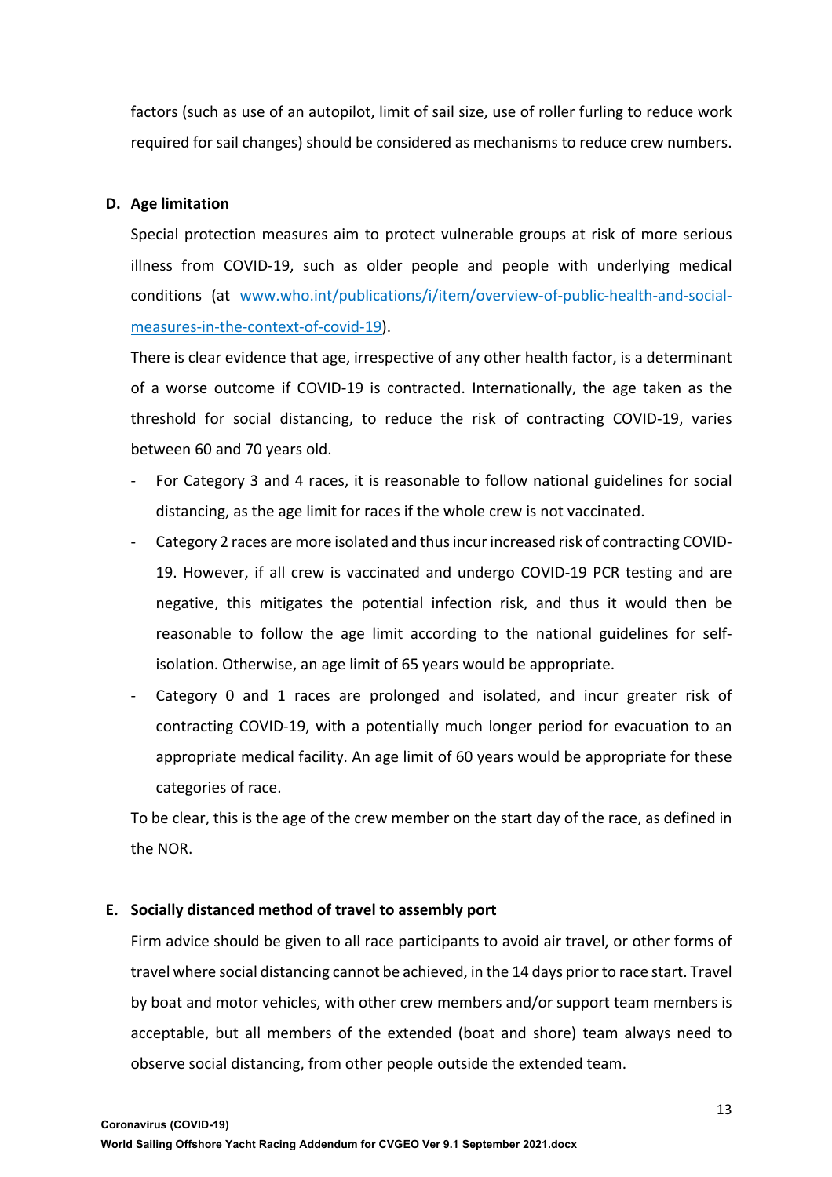factors (such as use of an autopilot, limit of sail size, use of roller furling to reduce work required for sail changes) should be considered as mechanisms to reduce crew numbers.

### D. Age limitation

Special protection measures aim to protect vulnerable groups at risk of more serious illness from COVID-19, such as older people and people with underlying medical conditions (at [www.who.int/publications/i/item/overview-of-public-health-and-social-measures-in-the-context-of-covid-19](www.who.int/publications/i/item/overview-of-public-health-and-social-measures-in-the-context-of-covid-19)).

There is clear evidence that age, irrespective of any other health factor, is a determinant of a worse outcome if COVID-19 is contracted. Internationally, the age taken as the threshold for social distancing, to reduce the risk of contracting COVID-19, varies between 60 and 70 years old.

- For Category 3 and 4 races, it is reasonable to follow national guidelines for social distancing, as the age limit for races if the whole crew is not vaccinated.
- Category 2 races are more isolated and thus incur increased risk of contracting COVID-19. However, if all crew is vaccinated and undergo COVID-19 PCR testing and are negative, this mitigates the potential infection risk, and thus it would then be reasonable to follow the age limit according to the national guidelines for self-isolation. Otherwise, an age limit of 65 years would be appropriate.
- Category 0 and 1 races are prolonged and isolated, and incur greater risk of contracting COVID-19, with a potentially much longer period for evacuation to an appropriate medical facility. An age limit of 60 years would be appropriate for these categories of race.

To be clear, this is the age of the crew member on the start day of the race, as defined in the NOR.

### E. Socially distanced method of travel to assembly port

Firm advice should be given to all race participants to avoid air travel, or other forms of travel where social distancing cannot be achieved, in the 14 days prior to race start. Travel by boat and motor vehicles, with other crew members and/or support team members is acceptable, but all members of the extended (boat and shore) team always need to observe social distancing, from other people outside the extended team.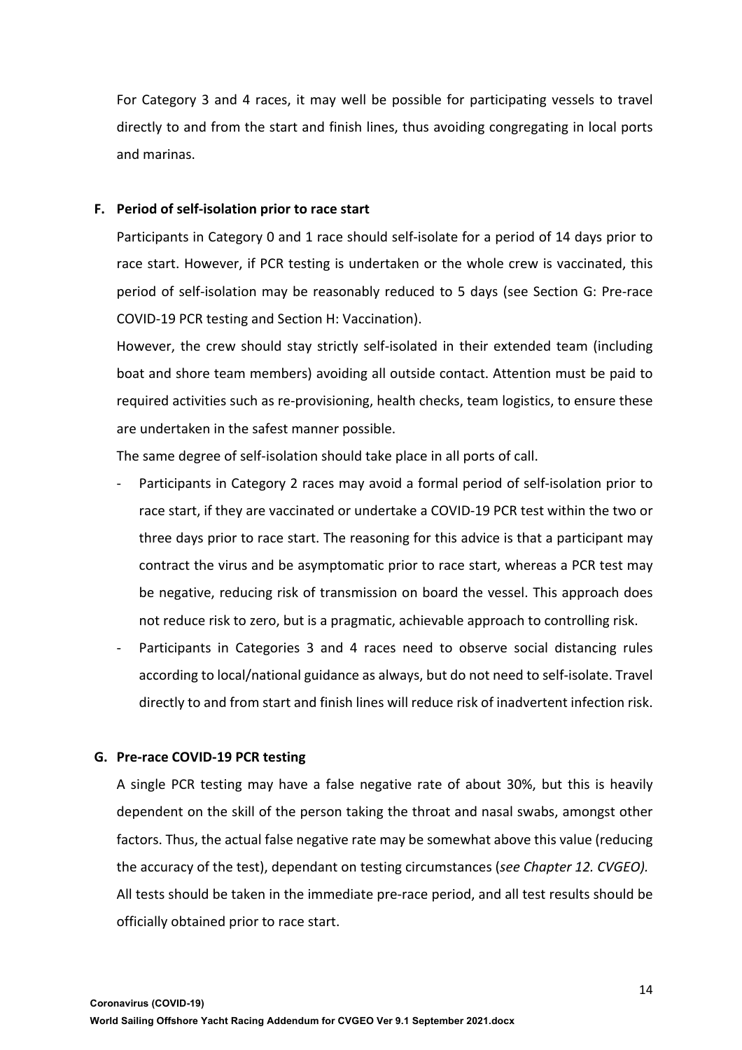For Category 3 and 4 races, it may well be possible for participating vessels to travel directly to and from the start and finish lines, thus avoiding congregating in local ports and marinas.

### F. Period of self-isolation prior to race start

Participants in Category 0 and 1 race should self-isolate for a period of 14 days prior to race start. However, if PCR testing is undertaken or the whole crew is vaccinated, this period of self-isolation may be reasonably reduced to 5 days (see Section G: Pre-race COVID-19 PCR testing and Section H: Vaccination).

However, the crew should stay strictly self-isolated in their extended team (including boat and shore team members) avoiding all outside contact. Attention must be paid to required activities such as re-provisioning, health checks, team logistics, to ensure these are undertaken in the safest manner possible.

The same degree of self-isolation should take place in all ports of call.

- Participants in Category 2 races may avoid a formal period of self-isolation prior to race start, if they are vaccinated or undertake a COVID-19 PCR test within the two or three days prior to race start. The reasoning for this advice is that a participant may contract the virus and be asymptomatic prior to race start, whereas a PCR test may be negative, reducing risk of transmission on board the vessel. This approach does not reduce risk to zero, but is a pragmatic, achievable approach to controlling risk.
- Participants in Categories 3 and 4 races need to observe social distancing rules according to local/national guidance as always, but do not need to self-isolate. Travel directly to and from start and finish lines will reduce risk of inadvertent infection risk.

### G. Pre-race COVID-19 PCR testing

A single PCR testing may have a false negative rate of about 30%, but this is heavily dependent on the skill of the person taking the throat and nasal swabs, amongst other factors. Thus, the actual false negative rate may be somewhat above this value (reducing the accuracy of the test), dependant on testing circumstances (*see Chapter 12. CVGEO).*

All tests should be taken in the immediate pre-race period, and all test results should be officially obtained prior to race start.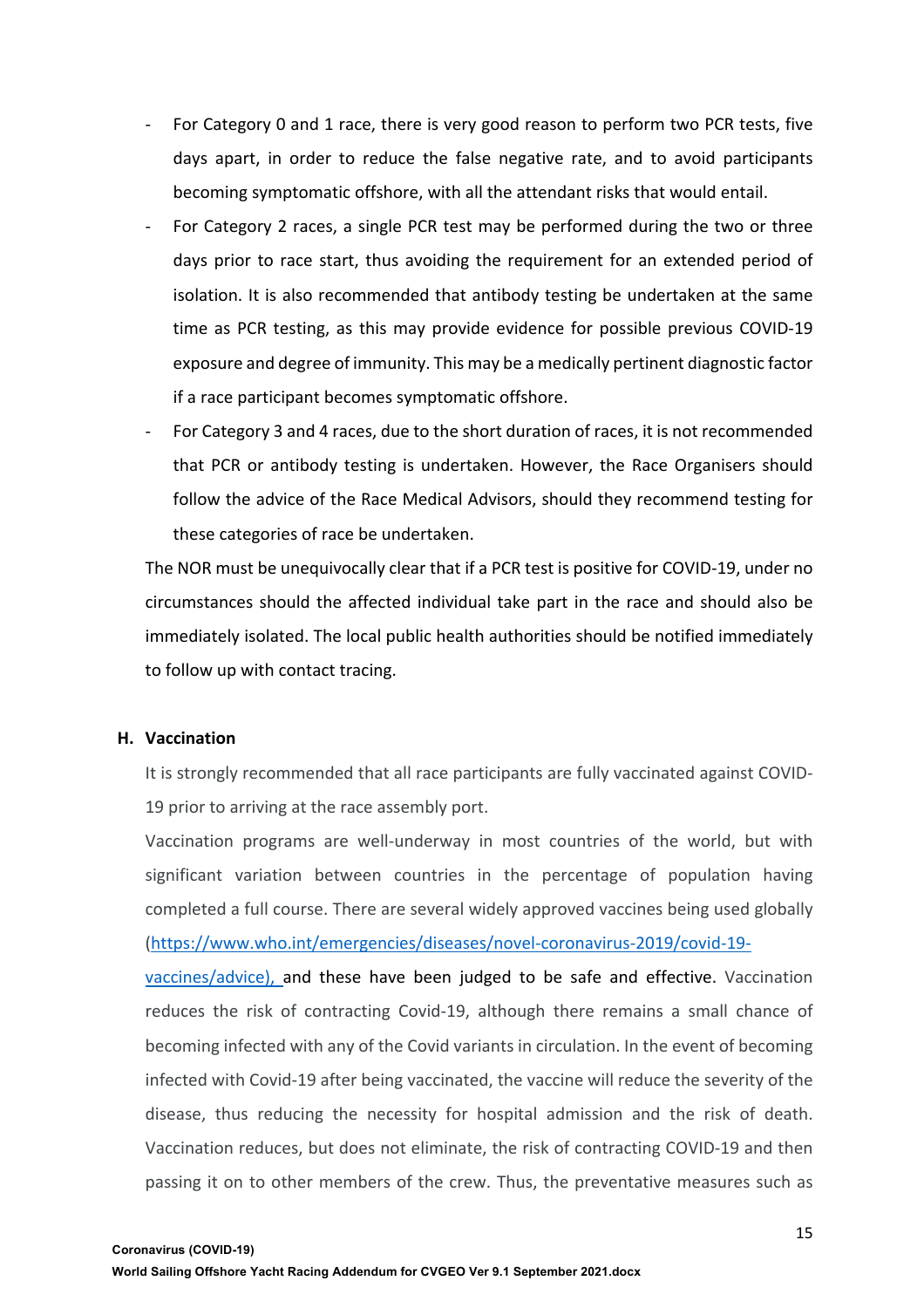- For Category 0 and 1 race, there is very good reason to perform two PCR tests, five days apart, in order to reduce the false negative rate, and to avoid participants becoming symptomatic offshore, with all the attendant risks that would entail.
- For Category 2 races, a single PCR test may be performed during the two or three days prior to race start, thus avoiding the requirement for an extended period of isolation. It is also recommended that antibody testing be undertaken at the same time as PCR testing, as this may provide evidence for possible previous COVID-19 exposure and degree of immunity. This may be a medically pertinent diagnostic factor if a race participant becomes symptomatic offshore.
- For Category 3 and 4 races, due to the short duration of races, it is not recommended that PCR or antibody testing is undertaken. However, the Race Organisers should follow the advice of the Race Medical Advisors, should they recommend testing for these categories of race be undertaken.

The NOR must be unequivocally clear that if a PCR test is positive for COVID-19, under no circumstances should the affected individual take part in the race and should also be immediately isolated. The local public health authorities should be notified immediately to follow up with contact tracing.

### H. Vaccination

It is strongly recommended that all race participants are fully vaccinated against COVID-19 prior to arriving at the race assembly port.

Vaccination programs are well-underway in most countries of the world, but with significant variation between countries in the percentage of population having completed a full course. There are several widely approved vaccines being used globally (https://www.who.int/emergencies/diseases/novel-coronavirus-2019/covid-19-vaccines/advice), and these have been judged to be safe and effective. Vaccination reduces the risk of contracting Covid-19, although there remains a small chance of becoming infected with any of the Covid variants in circulation. In the event of becoming infected with Covid-19 after being vaccinated, the vaccine will reduce the severity of the disease, thus reducing the necessity for hospital admission and the risk of death. Vaccination reduces, but does not eliminate, the risk of contracting COVID-19 and then passing it on to other members of the crew. Thus, the preventative measures such as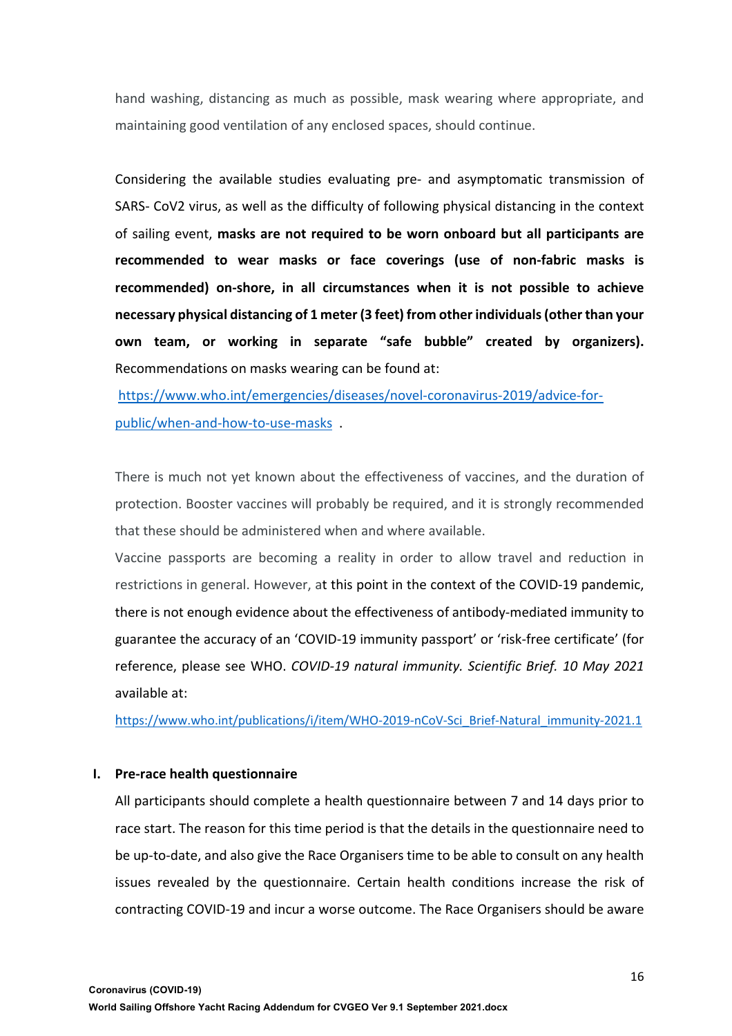hand washing, distancing as much as possible, mask wearing where appropriate, and maintaining good ventilation of any enclosed spaces, should continue.

Considering the available studies evaluating pre- and asymptomatic transmission of SARS- CoV2 virus, as well as the difficulty of following physical distancing in the context of sailing event, **masks are not required to be worn onboard but all participants are recommended to wear masks or face coverings (use of non-fabric masks is recommended) on-shore, in all circumstances when it is not possible to achieve necessary physical distancing of 1 meter (3 feet) from other individuals (other than your own team, or working in separate "safe bubble" created by organizers).** Recommendations on masks wearing can be found at: https://www.who.int/emergencies/diseases/novel-coronavirus-2019/advice-for-public/when-and-how-to-use-masks .

There is much not yet known about the effectiveness of vaccines, and the duration of protection. Booster vaccines will probably be required, and it is strongly recommended that these should be administered when and where available.

Vaccine passports are becoming a reality in order to allow travel and reduction in restrictions in general. However, at this point in the context of the COVID-19 pandemic, there is not enough evidence about the effectiveness of antibody-mediated immunity to guarantee the accuracy of an 'COVID-19 immunity passport' or 'risk-free certificate' (for reference, please see WHO. *COVID-19 natural immunity. Scientific Brief. 10 May 2021* available at: https://www.who.int/publications/i/item/WHO-2019-nCoV-Sci_Brief-Natural_immunity-2021.1

## I. Pre-race health questionnaire

All participants should complete a health questionnaire between 7 and 14 days prior to race start. The reason for this time period is that the details in the questionnaire need to be up-to-date, and also give the Race Organisers time to be able to consult on any health issues revealed by the questionnaire. Certain health conditions increase the risk of contracting COVID-19 and incur a worse outcome. The Race Organisers should be aware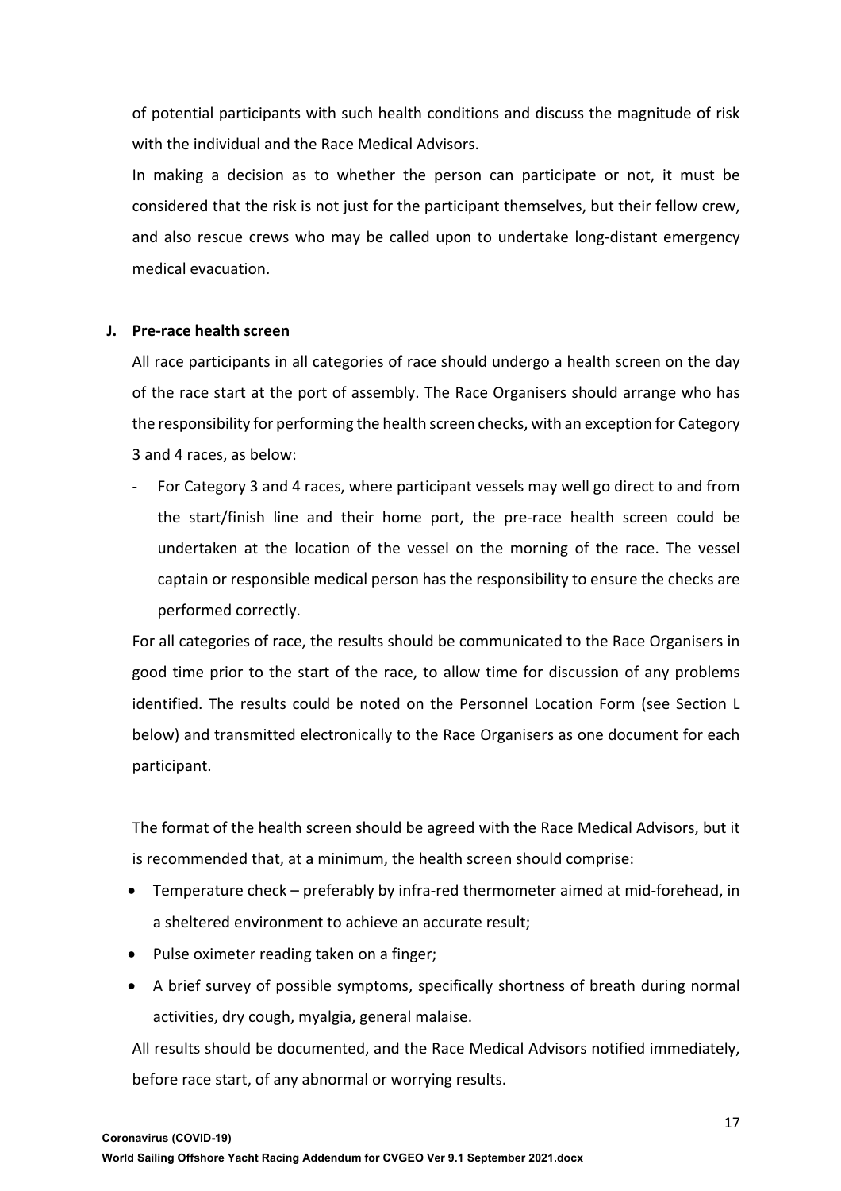of potential participants with such health conditions and discuss the magnitude of risk with the individual and the Race Medical Advisors.

In making a decision as to whether the person can participate or not, it must be considered that the risk is not just for the participant themselves, but their fellow crew, and also rescue crews who may be called upon to undertake long-distant emergency medical evacuation.

**J. Pre-race health screen**

All race participants in all categories of race should undergo a health screen on the day of the race start at the port of assembly. The Race Organisers should arrange who has the responsibility for performing the health screen checks, with an exception for Category 3 and 4 races, as below:

- For Category 3 and 4 races, where participant vessels may well go direct to and from the start/finish line and their home port, the pre-race health screen could be undertaken at the location of the vessel on the morning of the race. The vessel captain or responsible medical person has the responsibility to ensure the checks are performed correctly.

For all categories of race, the results should be communicated to the Race Organisers in good time prior to the start of the race, to allow time for discussion of any problems identified. The results could be noted on the Personnel Location Form (see Section L below) and transmitted electronically to the Race Organisers as one document for each participant.

The format of the health screen should be agreed with the Race Medical Advisors, but it is recommended that, at a minimum, the health screen should comprise:

- Temperature check – preferably by infra-red thermometer aimed at mid-forehead, in a sheltered environment to achieve an accurate result;
- Pulse oximeter reading taken on a finger;
- A brief survey of possible symptoms, specifically shortness of breath during normal activities, dry cough, myalgia, general malaise.

All results should be documented, and the Race Medical Advisors notified immediately, before race start, of any abnormal or worrying results.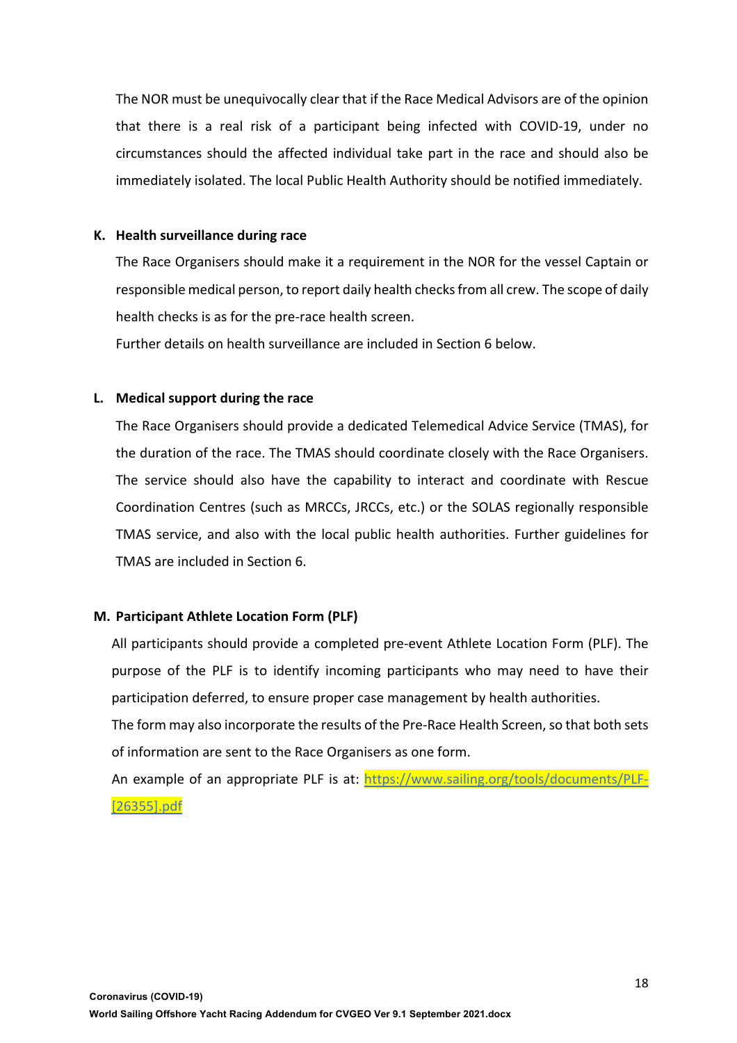The NOR must be unequivocally clear that if the Race Medical Advisors are of the opinion that there is a real risk of a participant being infected with COVID-19, under no circumstances should the affected individual take part in the race and should also be immediately isolated. The local Public Health Authority should be notified immediately.

**K. Health surveillance during race**

The Race Organisers should make it a requirement in the NOR for the vessel Captain or responsible medical person, to report daily health checks from all crew. The scope of daily health checks is as for the pre-race health screen.

Further details on health surveillance are included in Section 6 below.

**L. Medical support during the race**

The Race Organisers should provide a dedicated Telemedical Advice Service (TMAS), for the duration of the race. The TMAS should coordinate closely with the Race Organisers. The service should also have the capability to interact and coordinate with Rescue Coordination Centres (such as MRCCs, JRCCs, etc.) or the SOLAS regionally responsible TMAS service, and also with the local public health authorities. Further guidelines for TMAS are included in Section 6.

**M. Participant Athlete Location Form (PLF)**

All participants should provide a completed pre-event Athlete Location Form (PLF). The purpose of the PLF is to identify incoming participants who may need to have their participation deferred, to ensure proper case management by health authorities.

The form may also incorporate the results of the Pre-Race Health Screen, so that both sets of information are sent to the Race Organisers as one form.

An example of an appropriate PLF is at: https://www.sailing.org/tools/documents/PLF-[26355].pdf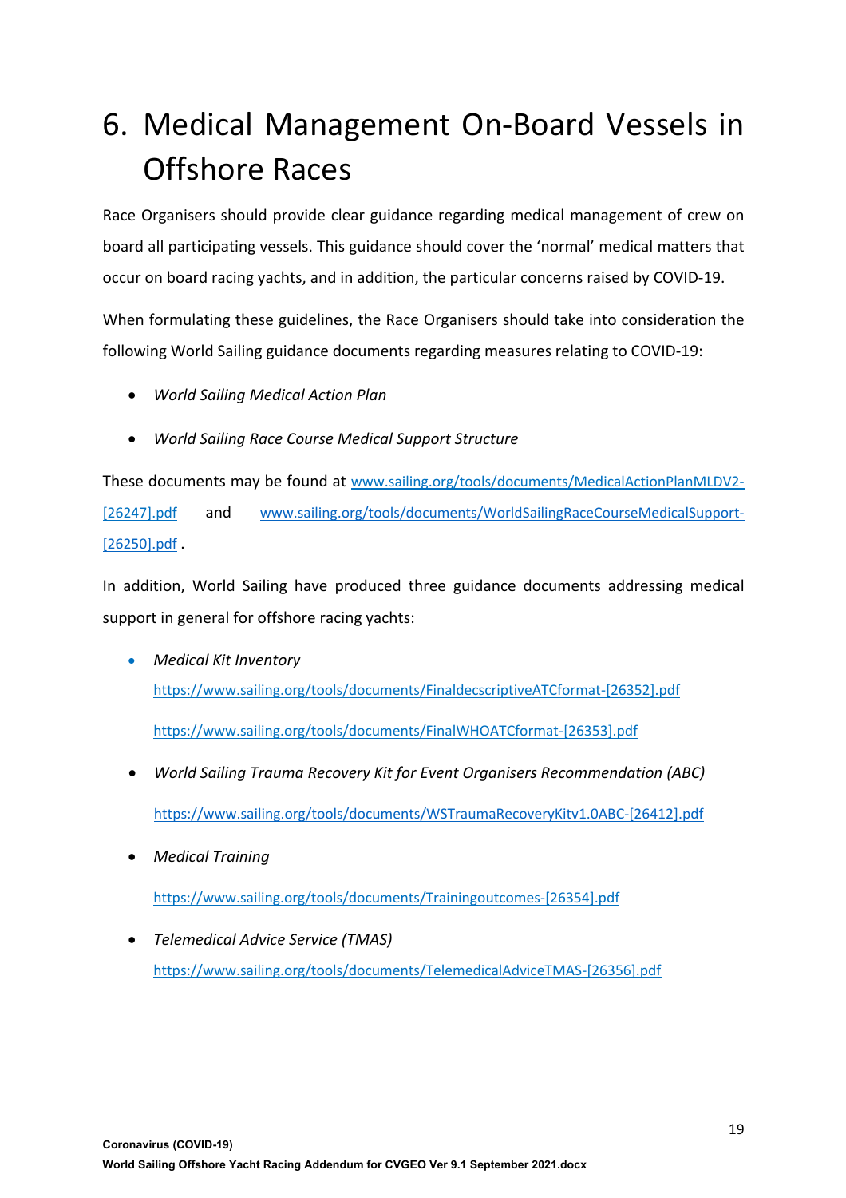# 6. Medical Management On-Board Vessels in Offshore Races

Race Organisers should provide clear guidance regarding medical management of crew on board all participating vessels. This guidance should cover the 'normal' medical matters that occur on board racing yachts, and in addition, the particular concerns raised by COVID-19.

When formulating these guidelines, the Race Organisers should take into consideration the following World Sailing guidance documents regarding measures relating to COVID-19:

- *World Sailing Medical Action Plan*
- *World Sailing Race Course Medical Support Structure*

These documents may be found at www.sailing.org/tools/documents/MedicalActionPlanMLDV2-[26247].pdf and www.sailing.org/tools/documents/WorldSailingRaceCourseMedicalSupport-[26250].pdf .

In addition, World Sailing have produced three guidance documents addressing medical support in general for offshore racing yachts:

- *Medical Kit Inventory*

  https://www.sailing.org/tools/documents/FinaldecscriptiveATCformat-[26352].pdf

  https://www.sailing.org/tools/documents/FinalWHOATCformat-[26353].pdf

- *World Sailing Trauma Recovery Kit for Event Organisers Recommendation (ABC)*

  https://www.sailing.org/tools/documents/WSTraumaRecoveryKitv1.0ABC-[26412].pdf

- *Medical Training*

  https://www.sailing.org/tools/documents/Trainingoutcomes-[26354].pdf

- *Telemedical Advice Service (TMAS)*

  https://www.sailing.org/tools/documents/TelemedicalAdviceTMAS-[26356].pdf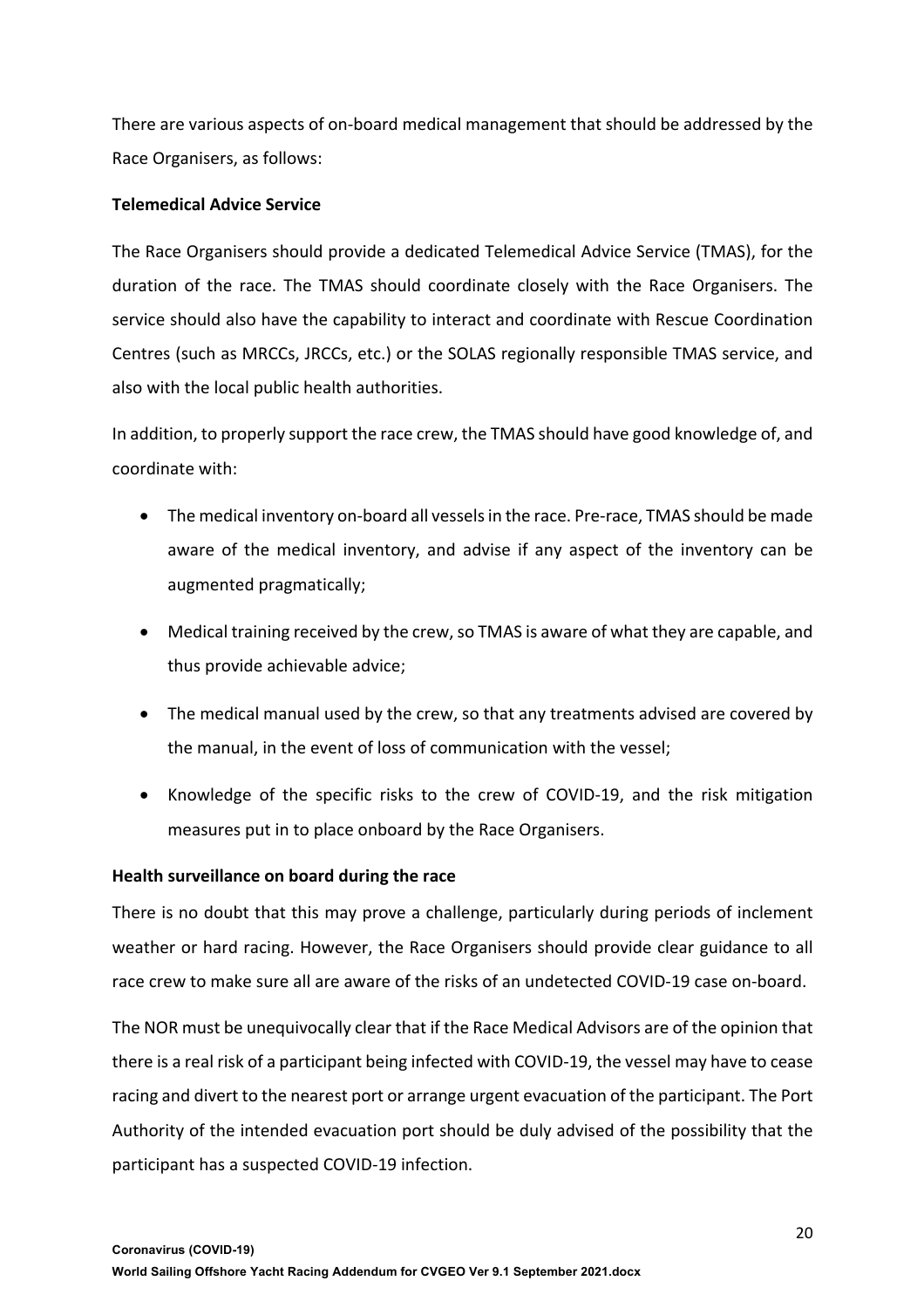There are various aspects of on-board medical management that should be addressed by the Race Organisers, as follows:

**Telemedical Advice Service**

The Race Organisers should provide a dedicated Telemedical Advice Service (TMAS), for the duration of the race. The TMAS should coordinate closely with the Race Organisers. The service should also have the capability to interact and coordinate with Rescue Coordination Centres (such as MRCCs, JRCCs, etc.) or the SOLAS regionally responsible TMAS service, and also with the local public health authorities.

In addition, to properly support the race crew, the TMAS should have good knowledge of, and coordinate with:

- The medical inventory on-board all vessels in the race. Pre-race, TMAS should be made aware of the medical inventory, and advise if any aspect of the inventory can be augmented pragmatically;
- Medical training received by the crew, so TMAS is aware of what they are capable, and thus provide achievable advice;
- The medical manual used by the crew, so that any treatments advised are covered by the manual, in the event of loss of communication with the vessel;
- Knowledge of the specific risks to the crew of COVID-19, and the risk mitigation measures put in to place onboard by the Race Organisers.

**Health surveillance on board during the race**

There is no doubt that this may prove a challenge, particularly during periods of inclement weather or hard racing. However, the Race Organisers should provide clear guidance to all race crew to make sure all are aware of the risks of an undetected COVID-19 case on-board.

The NOR must be unequivocally clear that if the Race Medical Advisors are of the opinion that there is a real risk of a participant being infected with COVID-19, the vessel may have to cease racing and divert to the nearest port or arrange urgent evacuation of the participant. The Port Authority of the intended evacuation port should be duly advised of the possibility that the participant has a suspected COVID-19 infection.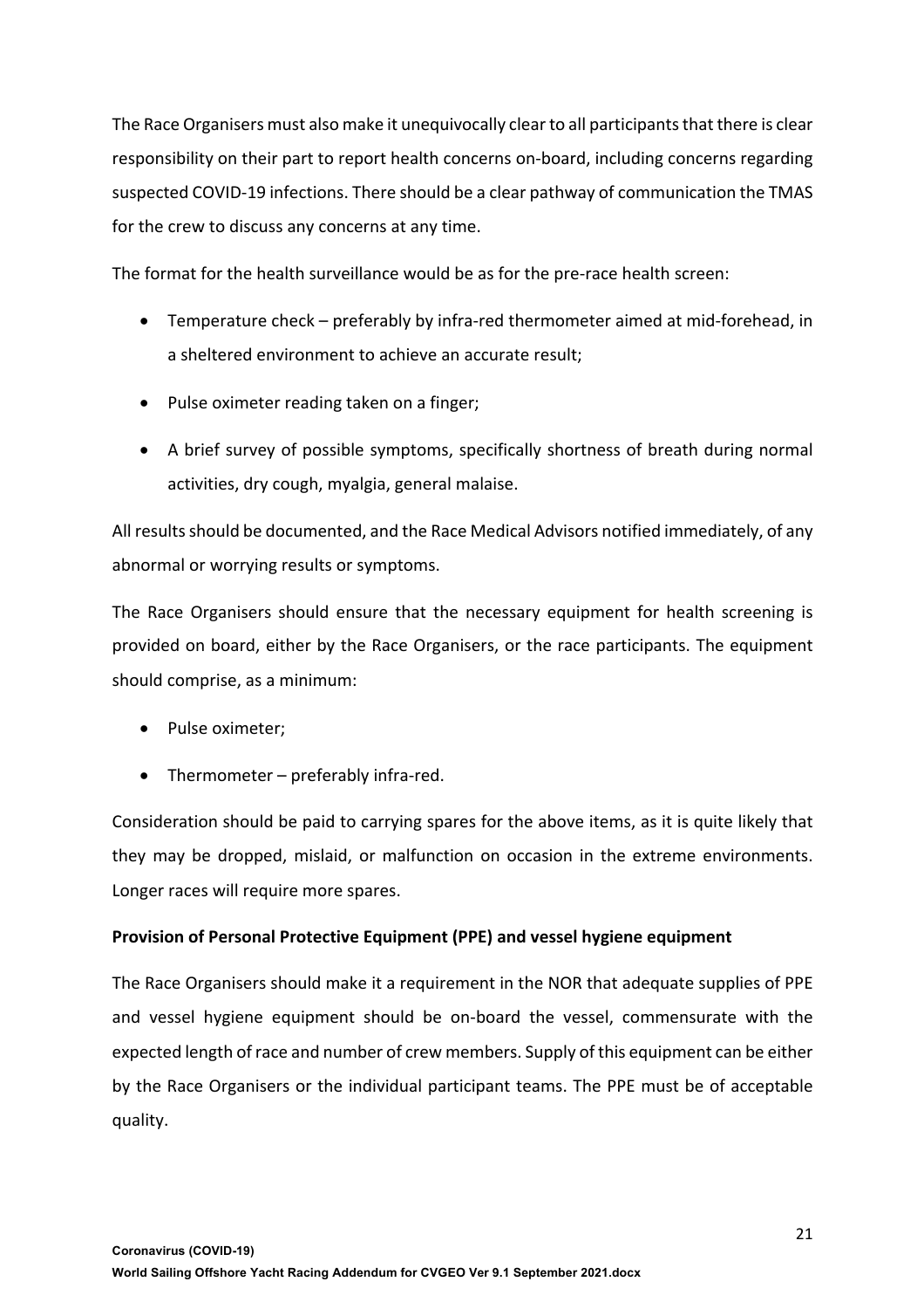The Race Organisers must also make it unequivocally clear to all participants that there is clear responsibility on their part to report health concerns on-board, including concerns regarding suspected COVID-19 infections. There should be a clear pathway of communication the TMAS for the crew to discuss any concerns at any time.

The format for the health surveillance would be as for the pre-race health screen:

- Temperature check – preferably by infra-red thermometer aimed at mid-forehead, in a sheltered environment to achieve an accurate result;
- Pulse oximeter reading taken on a finger;
- A brief survey of possible symptoms, specifically shortness of breath during normal activities, dry cough, myalgia, general malaise.

All results should be documented, and the Race Medical Advisors notified immediately, of any abnormal or worrying results or symptoms.

The Race Organisers should ensure that the necessary equipment for health screening is provided on board, either by the Race Organisers, or the race participants. The equipment should comprise, as a minimum:

- Pulse oximeter;
- Thermometer – preferably infra-red.

Consideration should be paid to carrying spares for the above items, as it is quite likely that they may be dropped, mislaid, or malfunction on occasion in the extreme environments. Longer races will require more spares.

**Provision of Personal Protective Equipment (PPE) and vessel hygiene equipment**

The Race Organisers should make it a requirement in the NOR that adequate supplies of PPE and vessel hygiene equipment should be on-board the vessel, commensurate with the expected length of race and number of crew members. Supply of this equipment can be either by the Race Organisers or the individual participant teams. The PPE must be of acceptable quality.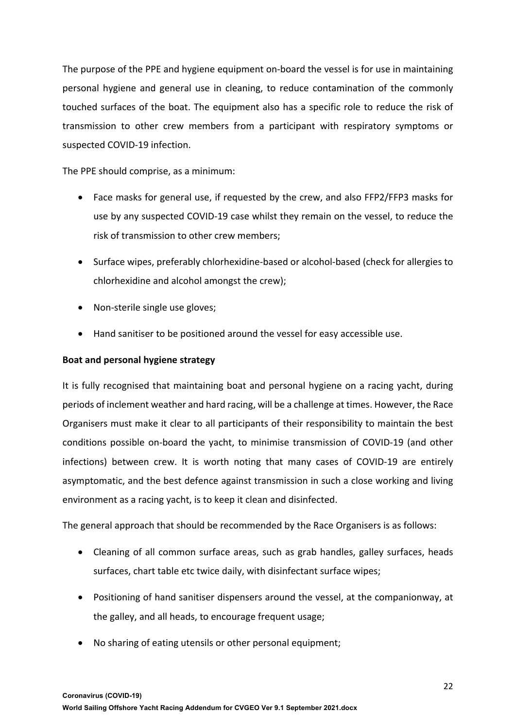The purpose of the PPE and hygiene equipment on-board the vessel is for use in maintaining personal hygiene and general use in cleaning, to reduce contamination of the commonly touched surfaces of the boat. The equipment also has a specific role to reduce the risk of transmission to other crew members from a participant with respiratory symptoms or suspected COVID-19 infection.

The PPE should comprise, as a minimum:

- Face masks for general use, if requested by the crew, and also FFP2/FFP3 masks for use by any suspected COVID-19 case whilst they remain on the vessel, to reduce the risk of transmission to other crew members;
- Surface wipes, preferably chlorhexidine-based or alcohol-based (check for allergies to chlorhexidine and alcohol amongst the crew);
- Non-sterile single use gloves;
- Hand sanitiser to be positioned around the vessel for easy accessible use.

**Boat and personal hygiene strategy**

It is fully recognised that maintaining boat and personal hygiene on a racing yacht, during periods of inclement weather and hard racing, will be a challenge at times. However, the Race Organisers must make it clear to all participants of their responsibility to maintain the best conditions possible on-board the yacht, to minimise transmission of COVID-19 (and other infections) between crew. It is worth noting that many cases of COVID-19 are entirely asymptomatic, and the best defence against transmission in such a close working and living environment as a racing yacht, is to keep it clean and disinfected.

The general approach that should be recommended by the Race Organisers is as follows:

- Cleaning of all common surface areas, such as grab handles, galley surfaces, heads surfaces, chart table etc twice daily, with disinfectant surface wipes;
- Positioning of hand sanitiser dispensers around the vessel, at the companionway, at the galley, and all heads, to encourage frequent usage;
- No sharing of eating utensils or other personal equipment;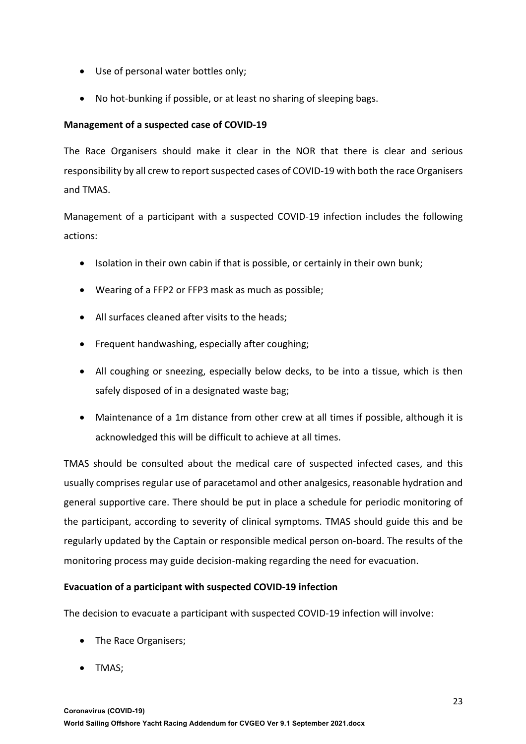- Use of personal water bottles only;
- No hot-bunking if possible, or at least no sharing of sleeping bags.

**Management of a suspected case of COVID-19**

The Race Organisers should make it clear in the NOR that there is clear and serious responsibility by all crew to report suspected cases of COVID-19 with both the race Organisers and TMAS.

Management of a participant with a suspected COVID-19 infection includes the following actions:

- Isolation in their own cabin if that is possible, or certainly in their own bunk;
- Wearing of a FFP2 or FFP3 mask as much as possible;
- All surfaces cleaned after visits to the heads;
- Frequent handwashing, especially after coughing;
- All coughing or sneezing, especially below decks, to be into a tissue, which is then safely disposed of in a designated waste bag;
- Maintenance of a 1m distance from other crew at all times if possible, although it is acknowledged this will be difficult to achieve at all times.

TMAS should be consulted about the medical care of suspected infected cases, and this usually comprises regular use of paracetamol and other analgesics, reasonable hydration and general supportive care. There should be put in place a schedule for periodic monitoring of the participant, according to severity of clinical symptoms. TMAS should guide this and be regularly updated by the Captain or responsible medical person on-board. The results of the monitoring process may guide decision-making regarding the need for evacuation.

**Evacuation of a participant with suspected COVID-19 infection**

The decision to evacuate a participant with suspected COVID-19 infection will involve:

- The Race Organisers;
- TMAS;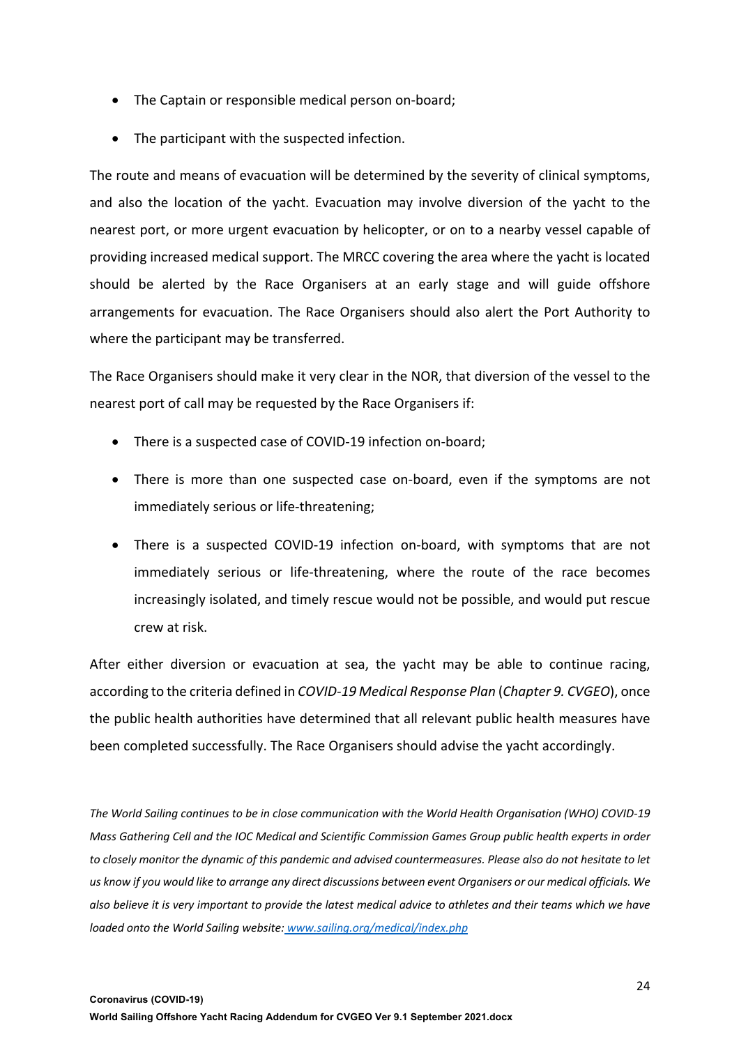- The Captain or responsible medical person on-board;
- The participant with the suspected infection.

The route and means of evacuation will be determined by the severity of clinical symptoms, and also the location of the yacht. Evacuation may involve diversion of the yacht to the nearest port, or more urgent evacuation by helicopter, or on to a nearby vessel capable of providing increased medical support. The MRCC covering the area where the yacht is located should be alerted by the Race Organisers at an early stage and will guide offshore arrangements for evacuation. The Race Organisers should also alert the Port Authority to where the participant may be transferred.

The Race Organisers should make it very clear in the NOR, that diversion of the vessel to the nearest port of call may be requested by the Race Organisers if:

- There is a suspected case of COVID-19 infection on-board;
- There is more than one suspected case on-board, even if the symptoms are not immediately serious or life-threatening;
- There is a suspected COVID-19 infection on-board, with symptoms that are not immediately serious or life-threatening, where the route of the race becomes increasingly isolated, and timely rescue would not be possible, and would put rescue crew at risk.

After either diversion or evacuation at sea, the yacht may be able to continue racing, according to the criteria defined in *COVID-19 Medical Response Plan* (*Chapter 9. CVGEO*), once the public health authorities have determined that all relevant public health measures have been completed successfully. The Race Organisers should advise the yacht accordingly.

*The World Sailing continues to be in close communication with the World Health Organisation (WHO) COVID-19 Mass Gathering Cell and the IOC Medical and Scientific Commission Games Group public health experts in order to closely monitor the dynamic of this pandemic and advised countermeasures. Please also do not hesitate to let us know if you would like to arrange any direct discussions between event Organisers or our medical officials. We also believe it is very important to provide the latest medical advice to athletes and their teams which we have loaded onto the World Sailing website: www.sailing.org/medical/index.php*